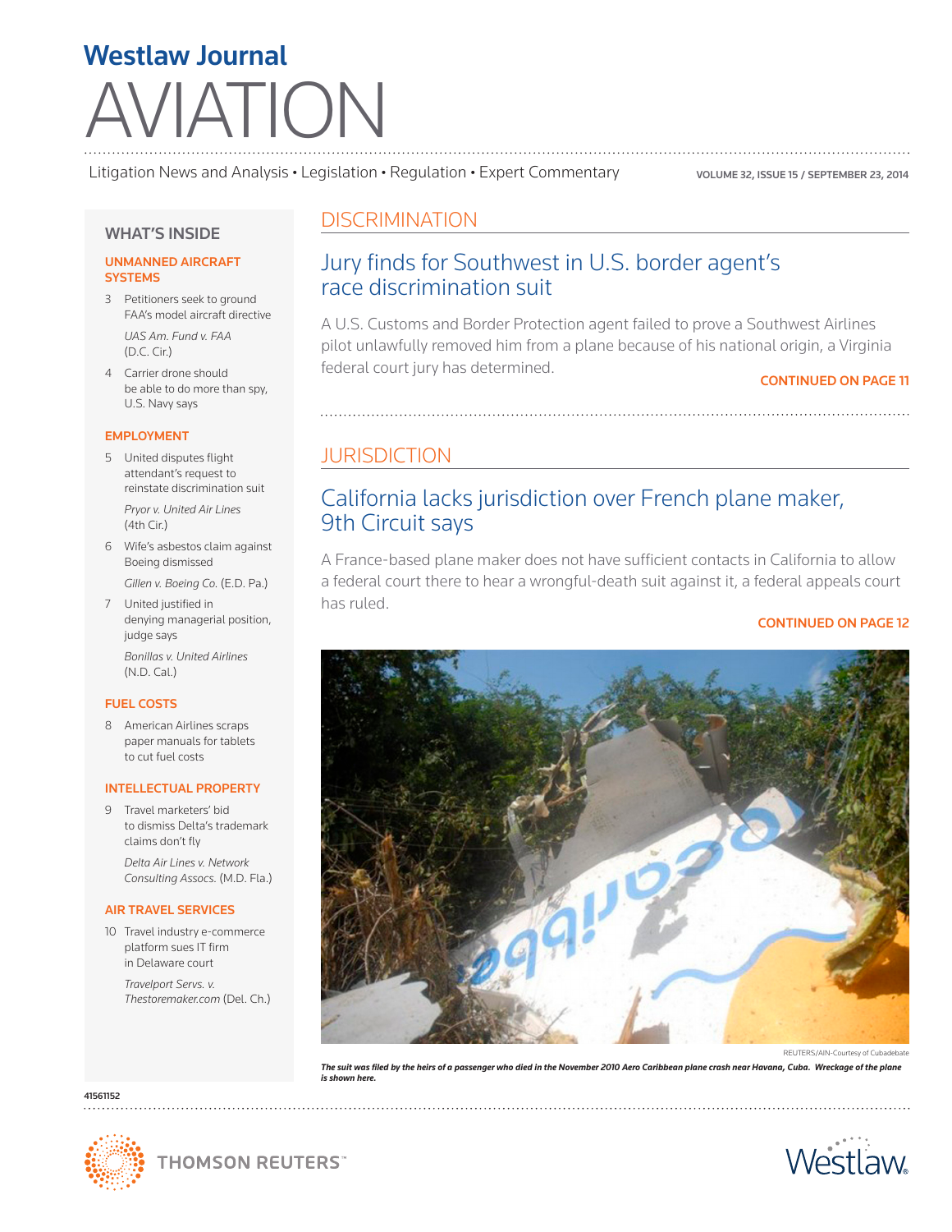# Westlaw Journal AVIATION

Litigation News and Analysis • Legislation • Regulation • Expert Commentary

VOLUME 32, ISSUE 15 / SEPTEMBER 23, 2014

## DISCRIMINATION

### Jury finds for Southwest in U.S. border agent's race discrimination suit

A U.S. Customs and Border Protection agent failed to prove a Southwest Airlines pilot unlawfully removed him from a plane because of his national origin, a Virginia federal court jury has determined.

CONTINUED ON PAGE 11

## JURISDICTION

### California lacks jurisdiction over French plane maker, 9th Circuit says

A France-based plane maker does not have sufficient contacts in California to allow a federal court there to hear a wrongful-death suit against it, a federal appeals court has ruled.

CONTINUED ON PAGE 12

REUTERS/AIN-Courtesy of Cubadebate

***The suit was filed by the heirs of a passenger who died in the November 2010 Aero Caribbean plane crash near Havana, Cuba. Wreckage of the plane is shown here.***

## WHAT'S INSIDE

**UNMANNED AIRCRAFT SYSTEMS**

3 Petitioners seek to ground FAA's model aircraft directive
*UAS Am. Fund v. FAA* (D.C. Cir.)

4 Carrier drone should be able to do more than spy, U.S. Navy says

**EMPLOYMENT**

5 United disputes flight attendant's request to reinstate discrimination suit
*Pryor v. United Air Lines* (4th Cir.)

6 Wife's asbestos claim against Boeing dismissed
*Gillen v. Boeing Co.* (E.D. Pa.)

7 United justified in denying managerial position, judge says
*Bonillas v. United Airlines* (N.D. Cal.)

**FUEL COSTS**

8 American Airlines scraps paper manuals for tablets to cut fuel costs

**INTELLECTUAL PROPERTY**

9 Travel marketers' bid to dismiss Delta's trademark claims don't fly
*Delta Air Lines v. Network Consulting Assocs.* (M.D. Fla.)

**AIR TRAVEL SERVICES**

10 Travel industry e-commerce platform sues IT firm in Delaware court
*Travelport Servs. v. Thestoremaker.com* (Del. Ch.)

41561152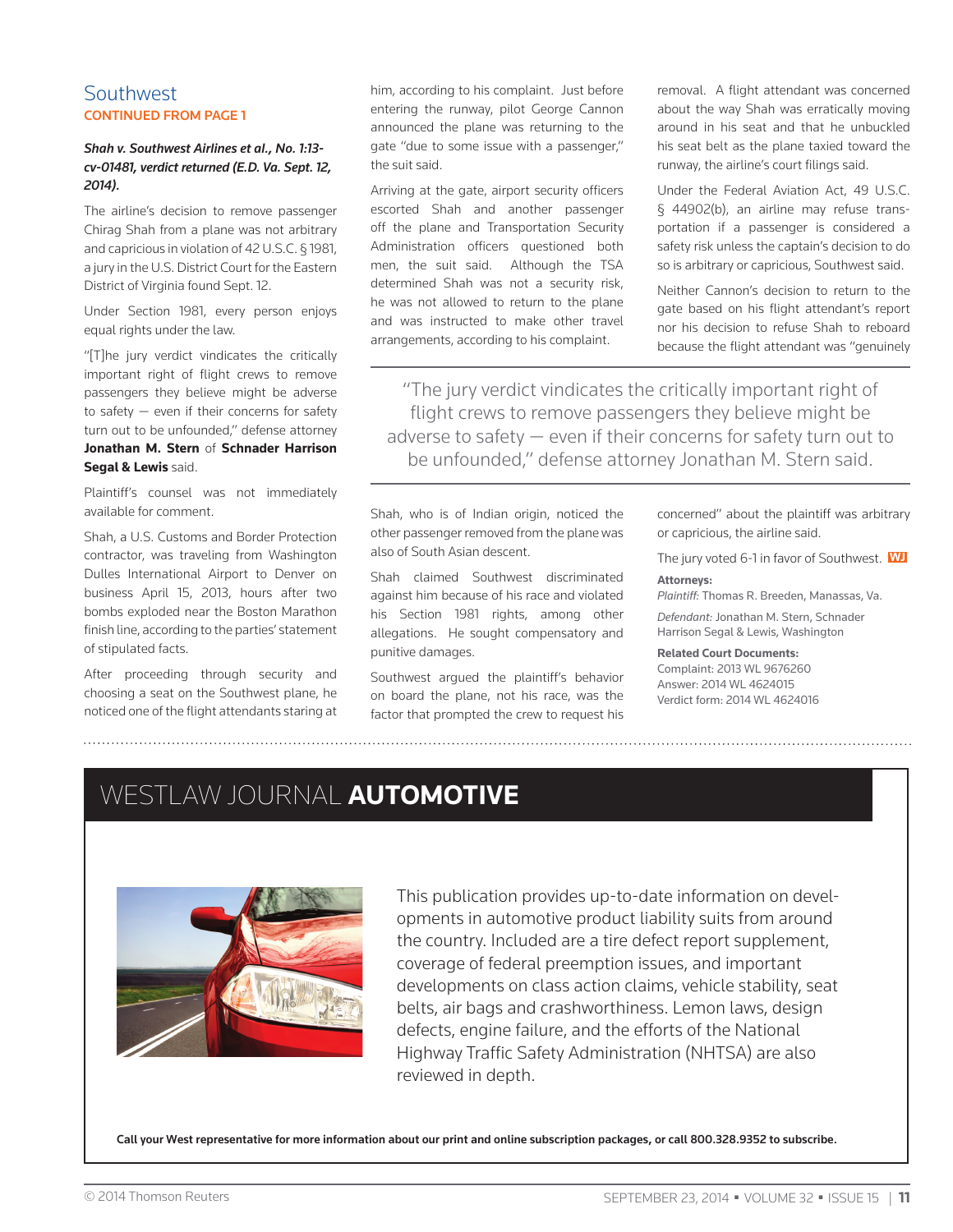## Southwest

**CONTINUED FROM PAGE 1**

***Shah v. Southwest Airlines et al., No. 1:13-cv-01481, verdict returned (E.D. Va. Sept. 12, 2014).***

The airline's decision to remove passenger Chirag Shah from a plane was not arbitrary and capricious in violation of 42 U.S.C. § 1981, a jury in the U.S. District Court for the Eastern District of Virginia found Sept. 12.

Under Section 1981, every person enjoys equal rights under the law.

"[T]he jury verdict vindicates the critically important right of flight crews to remove passengers they believe might be adverse to safety — even if their concerns for safety turn out to be unfounded," defense attorney **Jonathan M. Stern** of **Schnader Harrison Segal & Lewis** said.

Plaintiff's counsel was not immediately available for comment.

Shah, a U.S. Customs and Border Protection contractor, was traveling from Washington Dulles International Airport to Denver on business April 15, 2013, hours after two bombs exploded near the Boston Marathon finish line, according to the parties' statement of stipulated facts.

After proceeding through security and choosing a seat on the Southwest plane, he noticed one of the flight attendants staring at him, according to his complaint. Just before entering the runway, pilot George Cannon announced the plane was returning to the gate "due to some issue with a passenger," the suit said.

Arriving at the gate, airport security officers escorted Shah and another passenger off the plane and Transportation Security Administration officers questioned both men, the suit said. Although the TSA determined Shah was not a security risk, he was not allowed to return to the plane and was instructed to make other travel arrangements, according to his complaint.

Shah, who is of Indian origin, noticed the other passenger removed from the plane was also of South Asian descent.

Shah claimed Southwest discriminated against him because of his race and violated his Section 1981 rights, among other allegations. He sought compensatory and punitive damages.

Southwest argued the plaintiff's behavior on board the plane, not his race, was the factor that prompted the crew to request his removal. A flight attendant was concerned about the way Shah was erratically moving around in his seat and that he unbuckled his seat belt as the plane taxied toward the runway, the airline's court filings said.

Under the Federal Aviation Act, 49 U.S.C. § 44902(b), an airline may refuse transportation if a passenger is considered a safety risk unless the captain's decision to do so is arbitrary or capricious, Southwest said.

Neither Cannon's decision to return to the gate based on his flight attendant's report nor his decision to refuse Shah to reboard because the flight attendant was "genuinely concerned" about the plaintiff was arbitrary or capricious, the airline said.

> "The jury verdict vindicates the critically important right of flight crews to remove passengers they believe might be adverse to safety — even if their concerns for safety turn out to be unfounded," defense attorney Jonathan M. Stern said.

The jury voted 6-1 in favor of Southwest. **WJ**

**Attorneys:**

*Plaintiff:* Thomas R. Breeden, Manassas, Va.

*Defendant:* Jonathan M. Stern, Schnader Harrison Segal & Lewis, Washington

**Related Court Documents:**

Complaint: 2013 WL 9676260

Answer: 2014 WL 4624015

Verdict form: 2014 WL 4624016

---

## WESTLAW JOURNAL **AUTOMOTIVE**

This publication provides up-to-date information on developments in automotive product liability suits from around the country. Included are a tire defect report supplement, coverage of federal preemption issues, and important developments on class action claims, vehicle stability, seat belts, air bags and crashworthiness. Lemon laws, design defects, engine failure, and the efforts of the National Highway Traffic Safety Administration (NHTSA) are also reviewed in depth.

**Call your West representative for more information about our print and online subscription packages, or call 800.328.9352 to subscribe.**